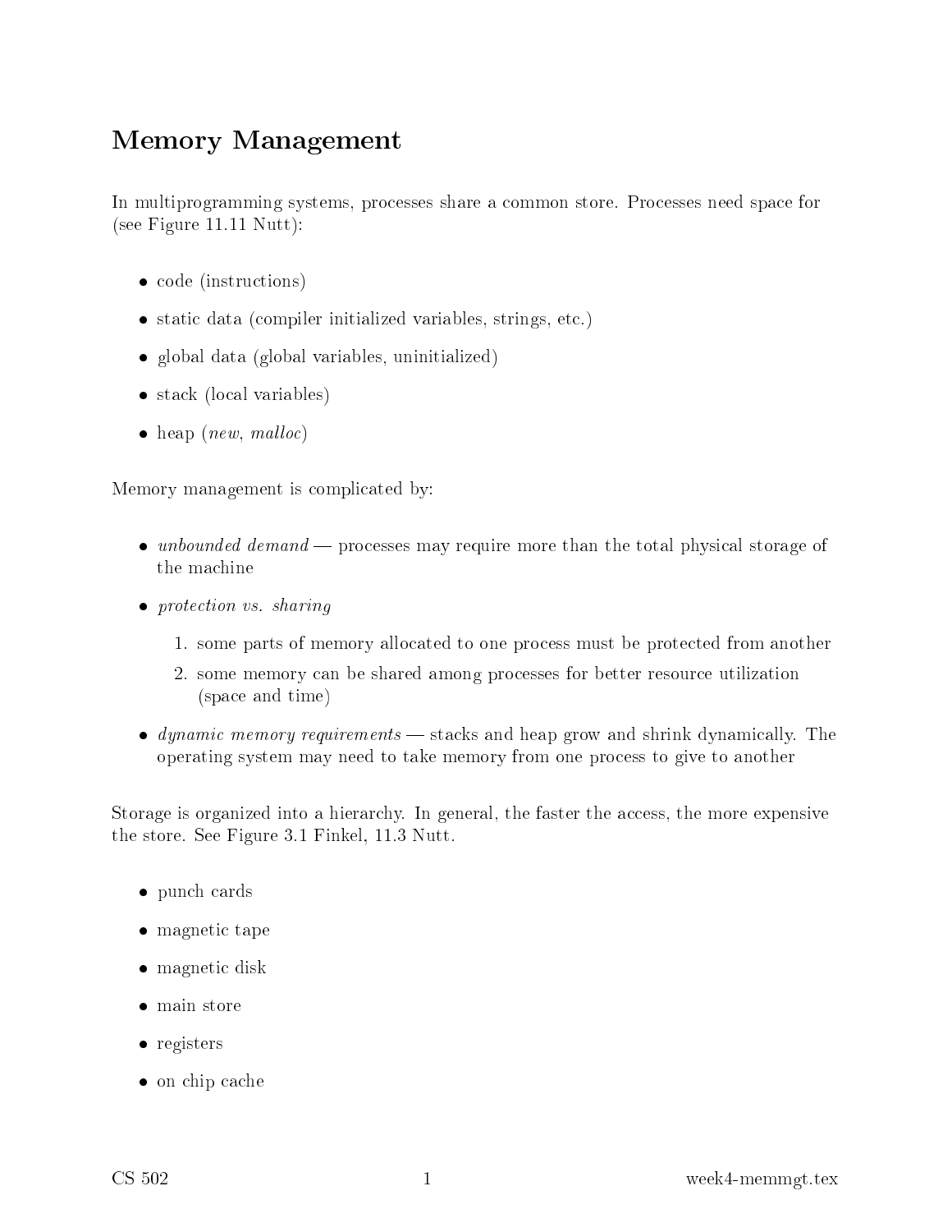# Memory Management

In multiprogramming systems, processes share a common store. Processes need space for (see Figure 11.11 Nutt):

- code (instructions)
- static data (compiler initialized variables, strings, etc.)
- global data (global variables, uninitialized)
- stack (local variables)
- heap (*new*, *malloc*)

Memory management is complicated by:

- *unbounded demand* — processes may require more than the total physical storage of the machine
- *protection vs. sharing*
  1. some parts of memory allocated to one process must be protected from another
  2. some memory can be shared among processes for better resource utilization (space and time)
- *dynamic memory requirements* — stacks and heap grow and shrink dynamically. The operating system may need to take memory from one process to give to another

Storage is organized into a hierarchy. In general, the faster the access, the more expensive the store. See Figure 3.1 Finkel, 11.3 Nutt.

- punch cards
- magnetic tape
- magnetic disk
- main store
- registers
- on chip cache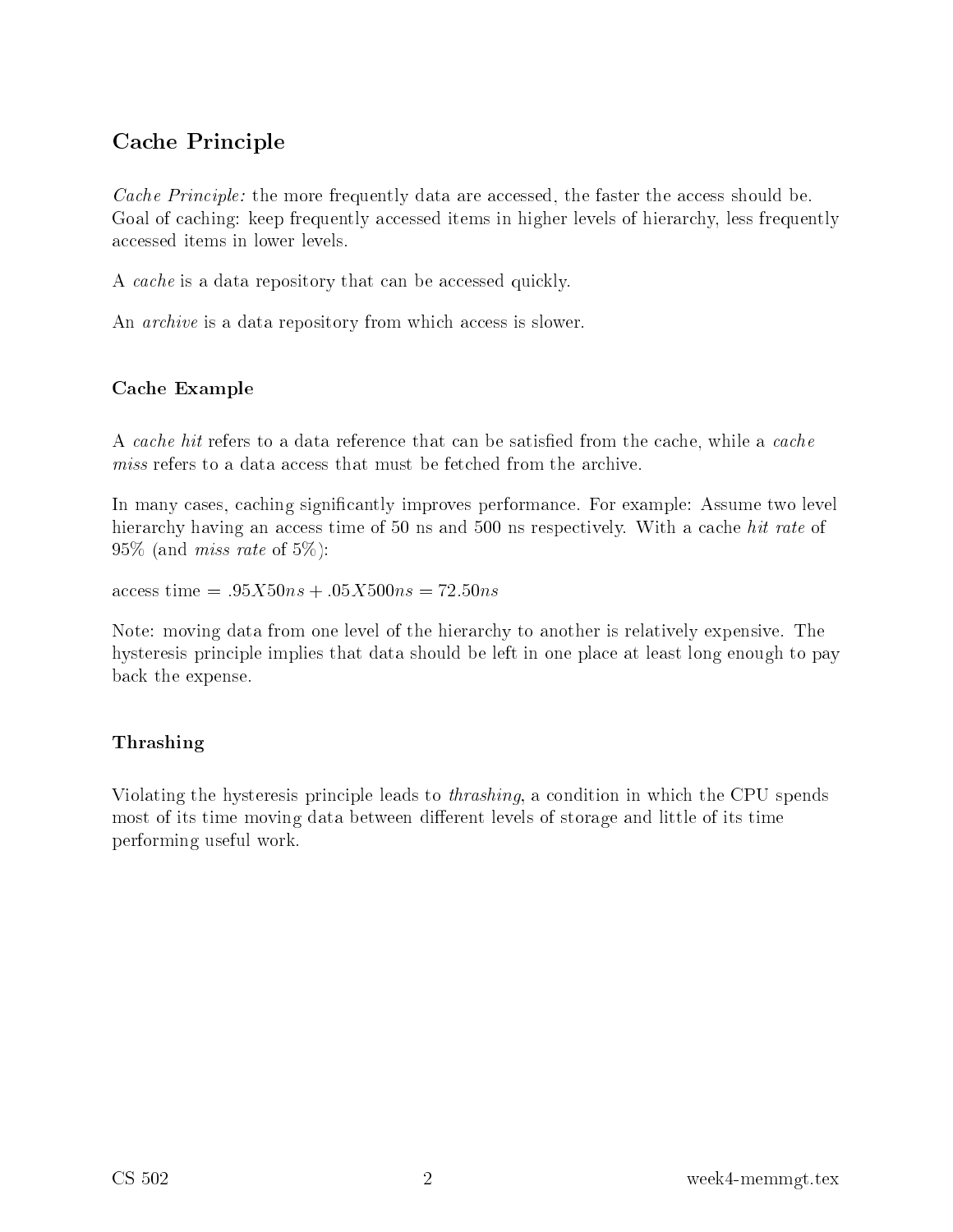## Cache Principle

*Cache Principle:* the more frequently data are accessed, the faster the access should be. Goal of caching: keep frequently accessed items in higher levels of hierarchy, less frequently accessed items in lower levels.

A *cache* is a data repository that can be accessed quickly.

An *archive* is a data repository from which access is slower.

### Cache Example

A *cache hit* refers to a data reference that can be satisfied from the cache, while a *cache miss* refers to a data access that must be fetched from the archive.

In many cases, caching significantly improves performance. For example: Assume two level hierarchy having an access time of 50 ns and 500 ns respectively. With a cache *hit rate* of 95% (and *miss rate* of 5%):

access time = $.95X50ns + .05X500ns = 72.50ns$

Note: moving data from one level of the hierarchy to another is relatively expensive. The hysteresis principle implies that data should be left in one place at least long enough to pay back the expense.

### Thrashing

Violating the hysteresis principle leads to *thrashing*, a condition in which the CPU spends most of its time moving data between different levels of storage and little of its time performing useful work.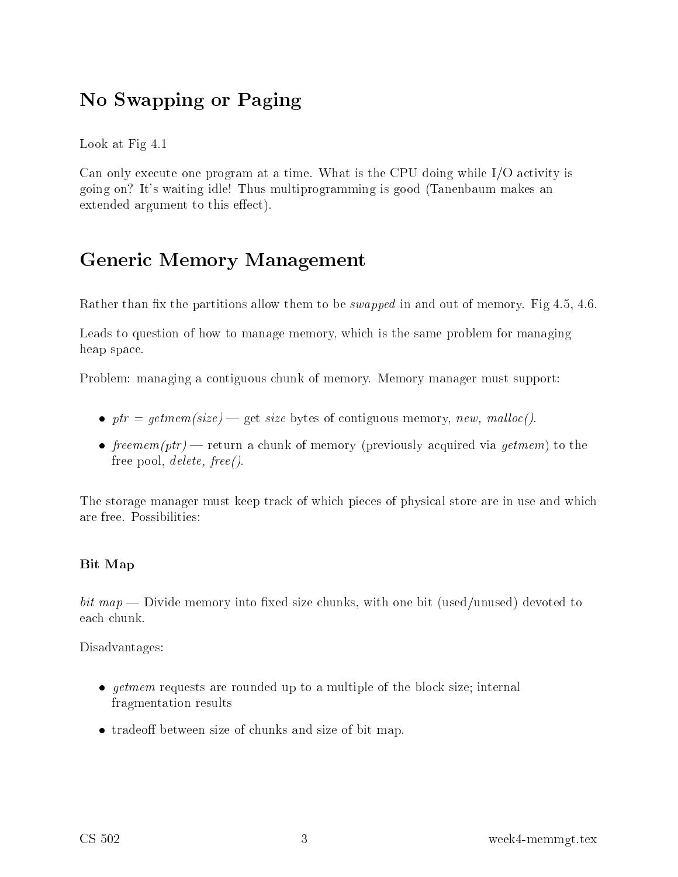## No Swapping or Paging

Look at Fig 4.1

Can only execute one program at a time. What is the CPU doing while I/O activity is going on? It's waiting idle! Thus multiprogramming is good (Tanenbaum makes an extended argument to this effect).

## Generic Memory Management

Rather than fix the partitions allow them to be *swapped* in and out of memory. Fig 4.5, 4.6.

Leads to question of how to manage memory, which is the same problem for managing heap space.

Problem: managing a contiguous chunk of memory. Memory manager must support:

- *ptr = getmem(size)* — get *size* bytes of contiguous memory, *new, malloc()*.
- *freemem(ptr)* — return a chunk of memory (previously acquired via *getmem*) to the free pool, *delete, free()*.

The storage manager must keep track of which pieces of physical store are in use and which are free. Possibilities:

### Bit Map

*bit map* — Divide memory into fixed size chunks, with one bit (used/unused) devoted to each chunk.

Disadvantages:

- *getmem* requests are rounded up to a multiple of the block size; internal fragmentation results
- tradeoff between size of chunks and size of bit map.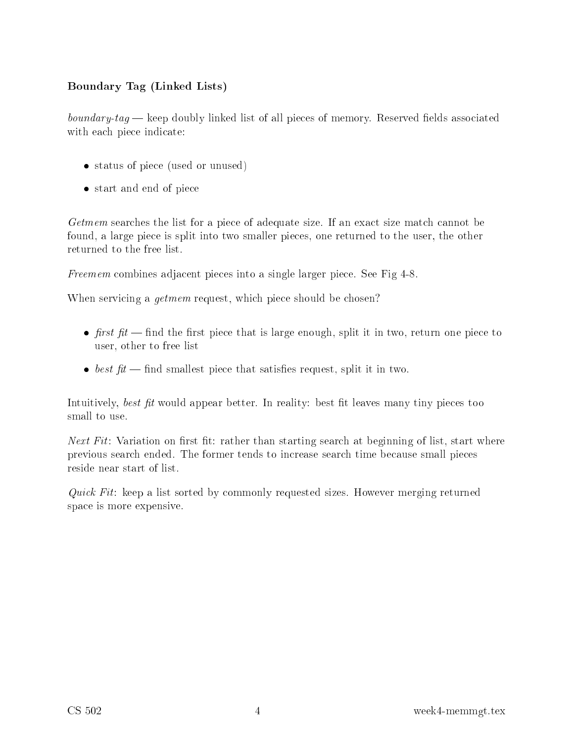### Boundary Tag (Linked Lists)

*boundary-tag* — keep doubly linked list of all pieces of memory. Reserved fields associated with each piece indicate:

- status of piece (used or unused)
- start and end of piece

*Getmem* searches the list for a piece of adequate size. If an exact size match cannot be found, a large piece is split into two smaller pieces, one returned to the user, the other returned to the free list.

*Freemem* combines adjacent pieces into a single larger piece. See Fig 4-8.

When servicing a *getmem* request, which piece should be chosen?

- *first fit* — find the first piece that is large enough, split it in two, return one piece to user, other to free list
- *best fit* — find smallest piece that satisfies request, split it in two.

Intuitively, *best fit* would appear better. In reality: best fit leaves many tiny pieces too small to use.

*Next Fit*: Variation on first fit: rather than starting search at beginning of list, start where previous search ended. The former tends to increase search time because small pieces reside near start of list.

*Quick Fit*: keep a list sorted by commonly requested sizes. However merging returned space is more expensive.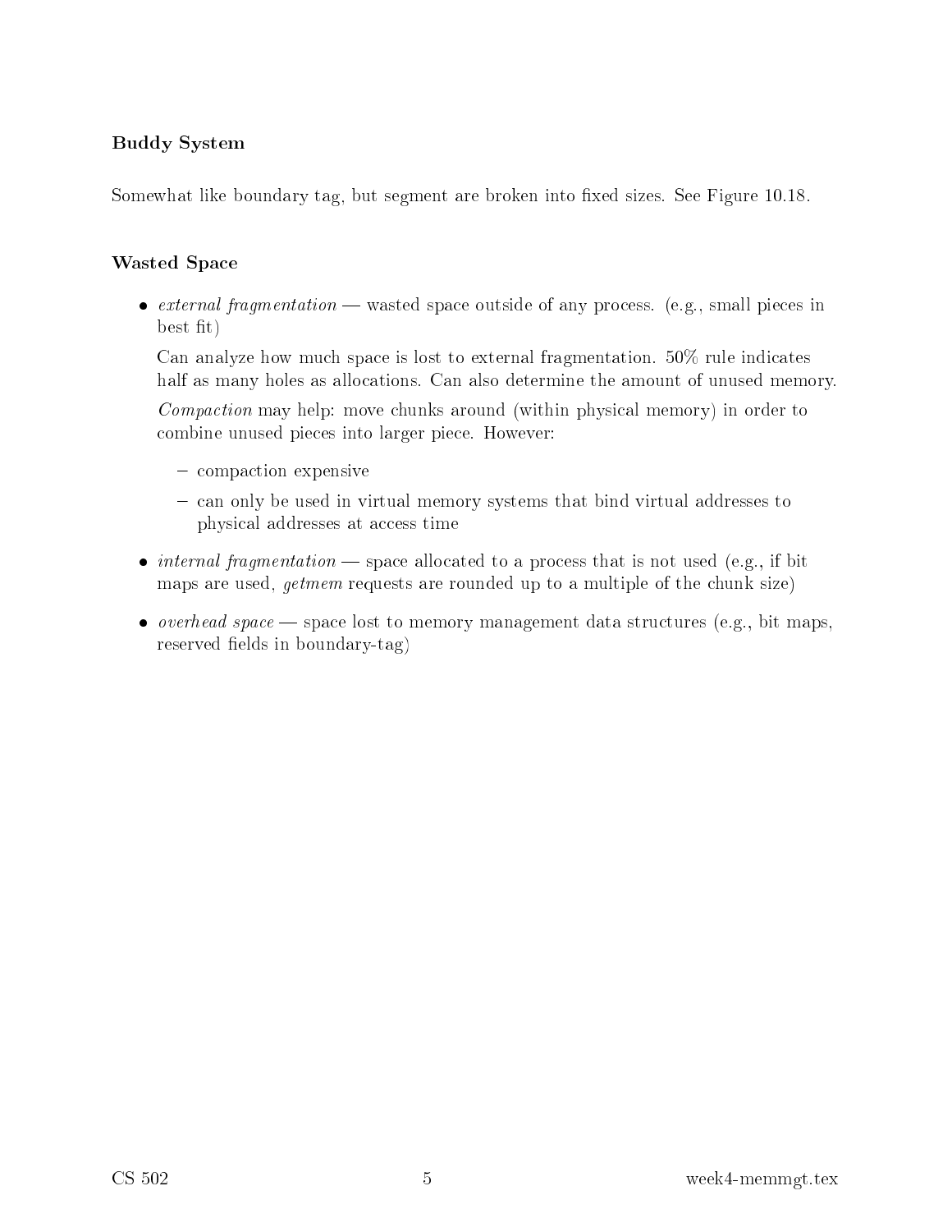### Buddy System

Somewhat like boundary tag, but segment are broken into fixed sizes. See Figure 10.18.

### Wasted Space

- *external fragmentation* — wasted space outside of any process. (e.g., small pieces in best fit)

  Can analyze how much space is lost to external fragmentation. 50% rule indicates half as many holes as allocations. Can also determine the amount of unused memory.

  *Compaction* may help: move chunks around (within physical memory) in order to combine unused pieces into larger piece. However:

  - compaction expensive
  - can only be used in virtual memory systems that bind virtual addresses to physical addresses at access time

- *internal fragmentation* — space allocated to a process that is not used (e.g., if bit maps are used, *getmem* requests are rounded up to a multiple of the chunk size)

- *overhead space* — space lost to memory management data structures (e.g., bit maps, reserved fields in boundary-tag)